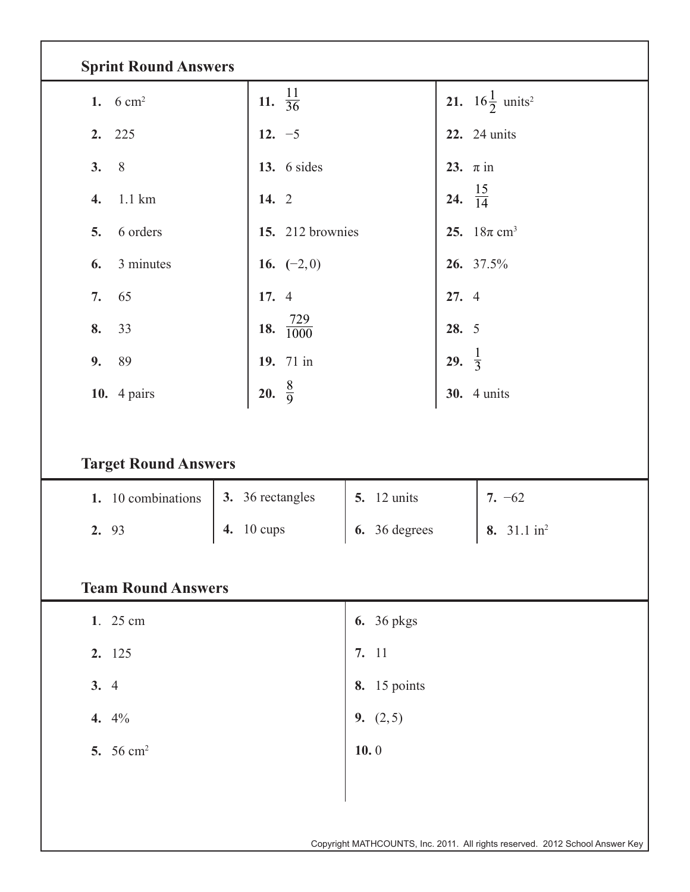## Sprint Round Answers

| | | |
|---|---|---|
| **1.** 6 $cm^2$ | **11.** $\frac{11}{36}$ | **21.** $16\frac{1}{2}$ $units^2$ |
| **2.** 225 | **12.** $-5$ | **22.** 24 units |
| **3.** 8 | **13.** 6 sides | **23.** $\pi$ in |
| **4.** 1.1 km | **14.** 2 | **24.** $\frac{15}{14}$ |
| **5.** 6 orders | **15.** 212 brownies | **25.** $18\pi$ $cm^3$ |
| **6.** 3 minutes | **16.** $(-2, 0)$ | **26.** 37.5% |
| **7.** 65 | **17.** 4 | **27.** 4 |
| **8.** 33 | **18.** $\frac{729}{1000}$ | **28.** 5 |
| **9.** 89 | **19.** 71 in | **29.** $\frac{1}{3}$ |
| **10.** 4 pairs | **20.** $\frac{8}{9}$ | **30.** 4 units |

## Target Round Answers

| | | | |
|---|---|---|---|
| **1.** 10 combinations | **3.** 36 rectangles | **5.** 12 units | **7.** $-62$ |
| **2.** 93 | **4.** 10 cups | **6.** 36 degrees | **8.** 31.1 $in^2$ |

## Team Round Answers

| | |
|---|---|
| **1.** 25 cm | **6.** 36 pkgs |
| **2.** 125 | **7.** 11 |
| **3.** 4 | **8.** 15 points |
| **4.** 4% | **9.** $(2, 5)$ |
| **5.** 56 $cm^2$ | **10.** 0 |

Copyright MATHCOUNTS, Inc. 2011. All rights reserved. 2012 School Answer Key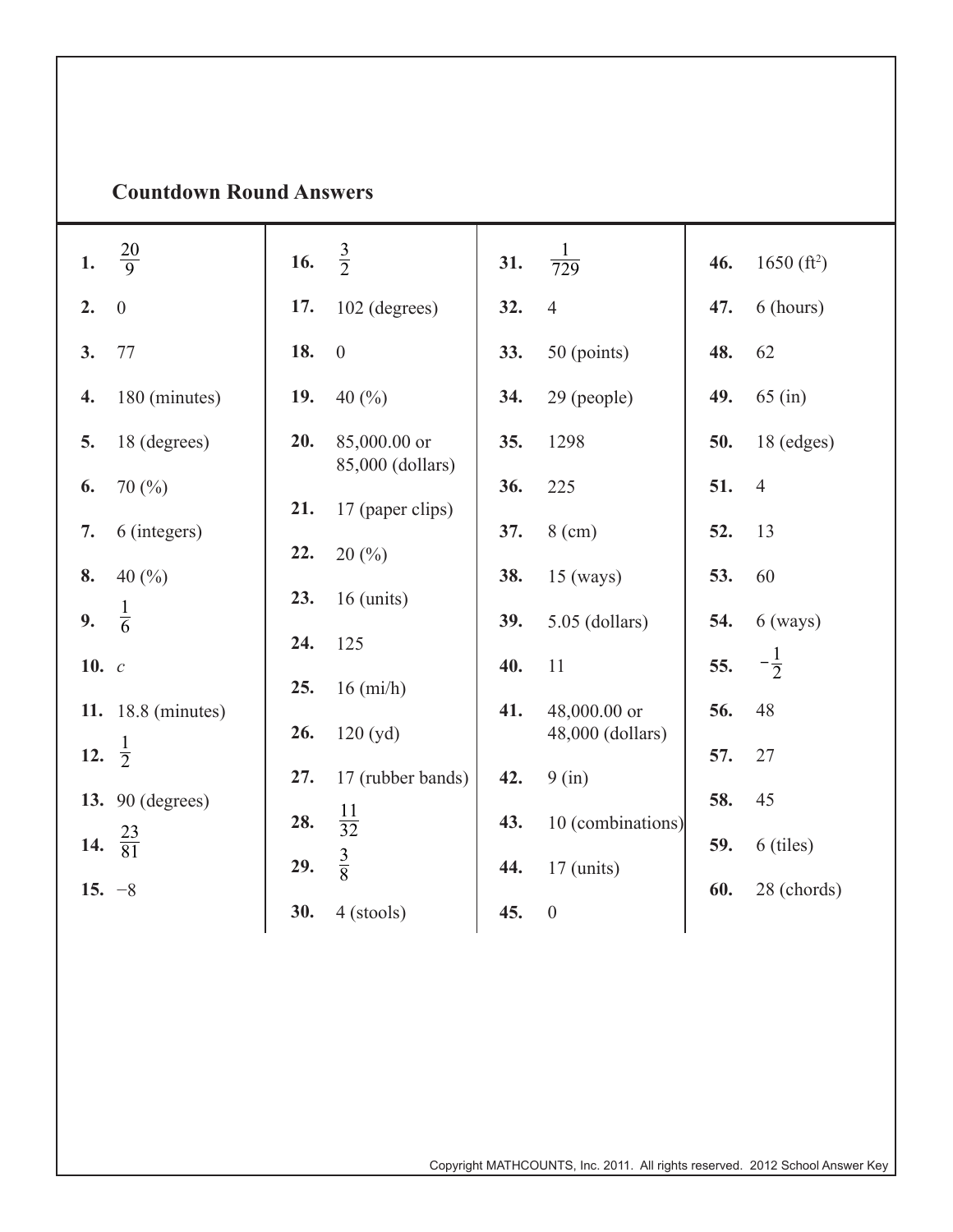## Countdown Round Answers

1. $\frac{20}{9}$
2. 0
3. 77
4. 180 (minutes)
5. 18 (degrees)
6. 70 (%)
7. 6 (integers)
8. 40 (%)
9. $\frac{1}{6}$
10. $c$
11. 18.8 (minutes)
12. $\frac{1}{2}$
13. 90 (degrees)
14. $\frac{23}{81}$
15. $-8$
16. $\frac{3}{2}$
17. 102 (degrees)
18. 0
19. 40 (%)
20. 85,000.00 or 85,000 (dollars)
21. 17 (paper clips)
22. 20 (%)
23. 16 (units)
24. 125
25. 16 (mi/h)
26. 120 (yd)
27. 17 (rubber bands)
28. $\frac{11}{32}$
29. $\frac{3}{8}$
30. 4 (stools)
31. $\frac{1}{729}$
32. 4
33. 50 (points)
34. 29 (people)
35. 1298
36. 225
37. 8 (cm)
38. 15 (ways)
39. 5.05 (dollars)
40. 11
41. 48,000.00 or 48,000 (dollars)
42. 9 (in)
43. 10 (combinations)
44. 17 (units)
45. 0
46. 1650 ($ft^2$)
47. 6 (hours)
48. 62
49. 65 (in)
50. 18 (edges)
51. 4
52. 13
53. 60
54. 6 (ways)
55. $-\frac{1}{2}$
56. 48
57. 27
58. 45
59. 6 (tiles)
60. 28 (chords)

Copyright MATHCOUNTS, Inc. 2011. All rights reserved. 2012 School Answer Key